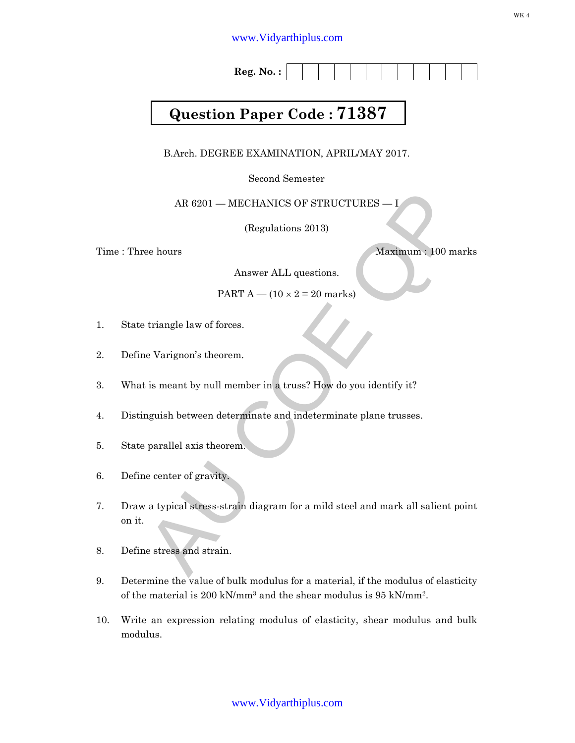Reg. No. :

# Question Paper Code : 71387

B.Arch. DEGREE EXAMINATION, APRIL/MAY 2017.

Second Semester

AR 6201 — MECHANICS OF STRUCTURES — I

(Regulations 2013)

Time : Three hours Maximum : 100 marks

Answer ALL questions.

PART A — ($10 \times 2 = 20$ marks)

1. State triangle law of forces.

2. Define Varignon's theorem.

3. What is meant by null member in a truss? How do you identify it?

4. Distinguish between determinate and indeterminate plane trusses.

5. State parallel axis theorem.

6. Define center of gravity.

7. Draw a typical stress-strain diagram for a mild steel and mark all salient point on it.

8. Define stress and strain.

9. Determine the value of bulk modulus for a material, if the modulus of elasticity of the material is 200 kN/mm$^3$ and the shear modulus is 95 kN/mm$^2$.

10. Write an expression relating modulus of elasticity, shear modulus and bulk modulus.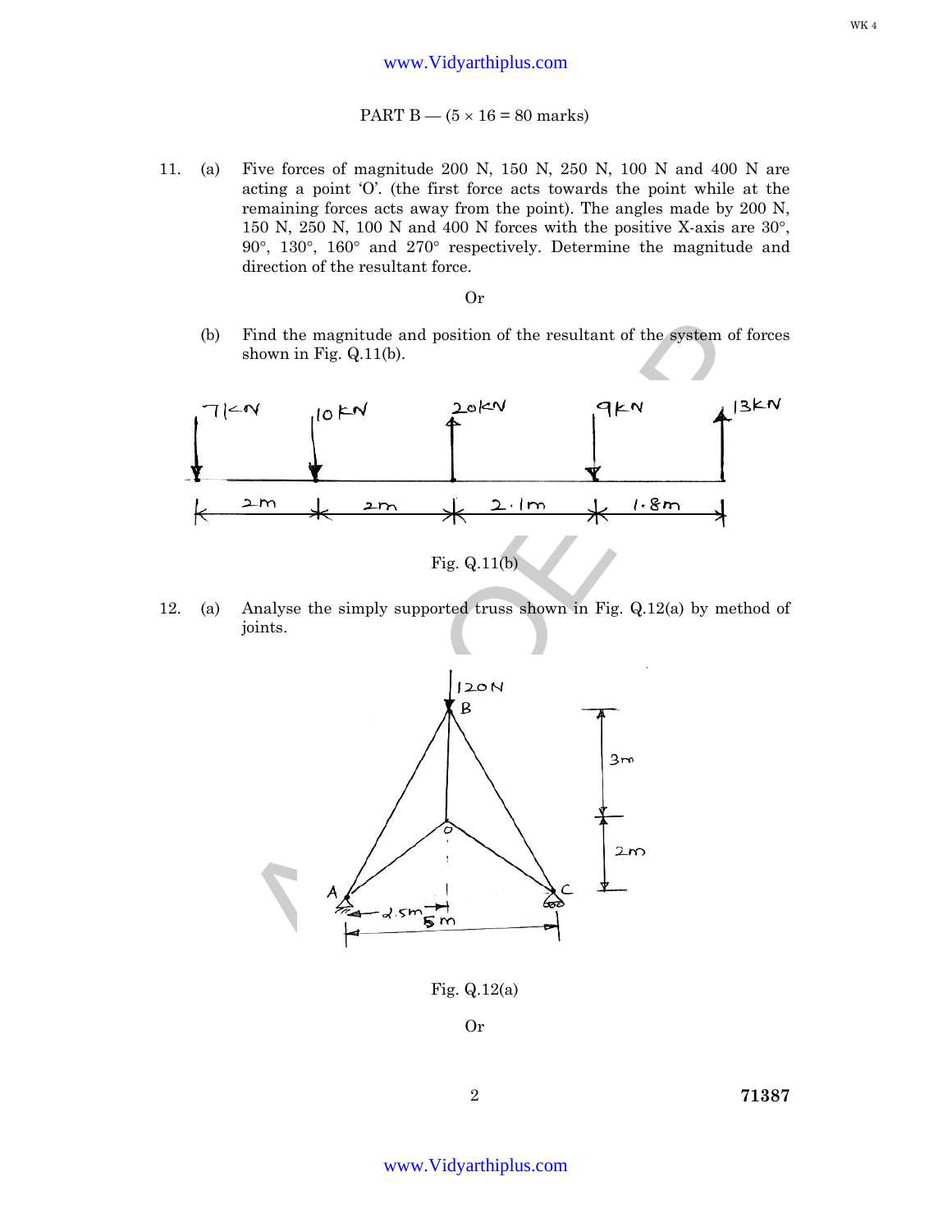PART B — (5 × 16 = 80 marks)

11. (a) Five forces of magnitude 200 N, 150 N, 250 N, 100 N and 400 N are acting a point 'O'. (the first force acts towards the point while at the remaining forces acts away from the point). The angles made by 200 N, 150 N, 250 N, 100 N and 400 N forces with the positive X-axis are 30°, 90°, 130°, 160° and 270° respectively. Determine the magnitude and direction of the resultant force.

Or

(b) Find the magnitude and position of the resultant of the system of forces shown in Fig. Q.11(b).

Fig. Q.11(b)

12. (a) Analyse the simply supported truss shown in Fig. Q.12(a) by method of joints.

Fig. Q.12(a)

Or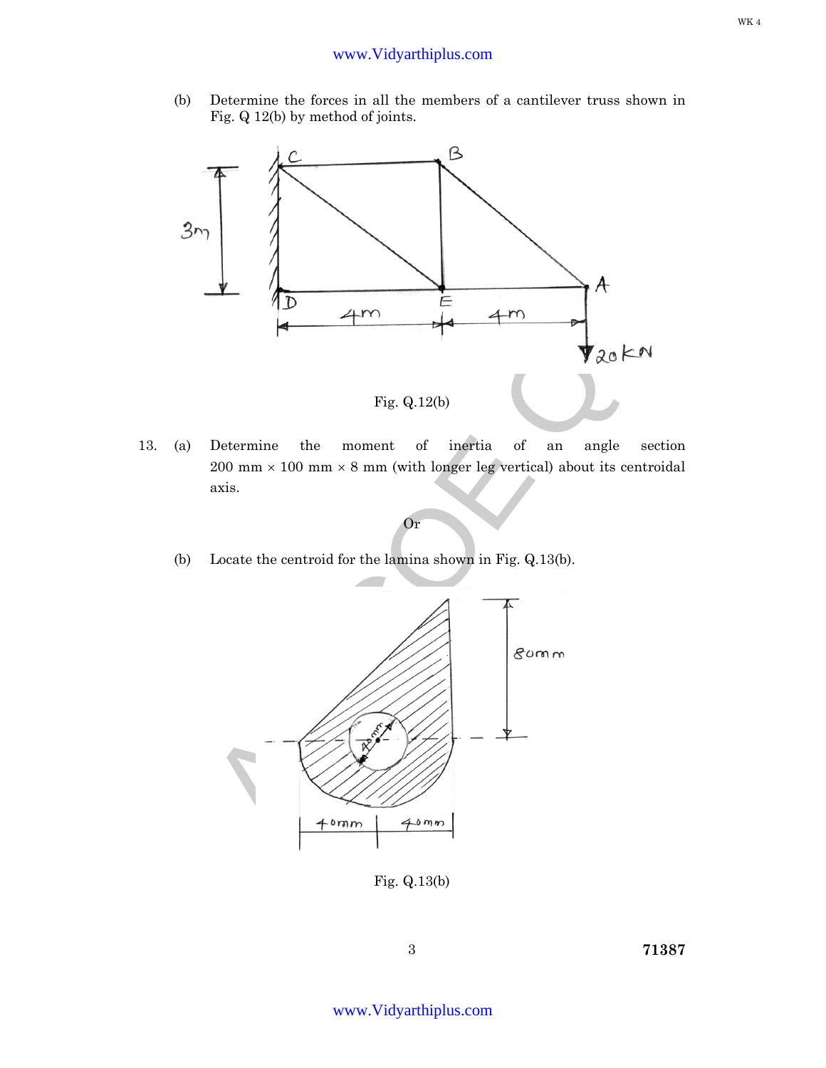(b) Determine the forces in all the members of a cantilever truss shown in Fig. Q 12(b) by method of joints.

Fig. Q.12(b)

13. (a) Determine the moment of inertia of an angle section 200 mm × 100 mm × 8 mm (with longer leg vertical) about its centroidal axis.

Or

(b) Locate the centroid for the lamina shown in Fig. Q.13(b).

Fig. Q.13(b)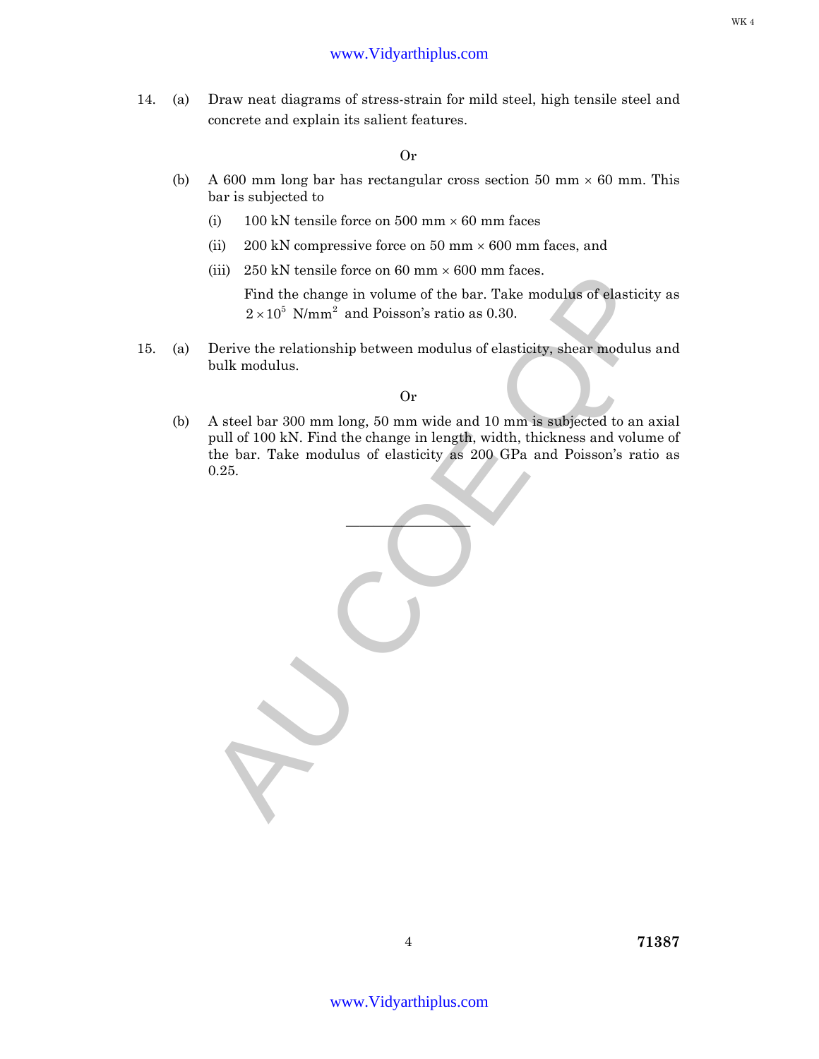14. (a) Draw neat diagrams of stress-strain for mild steel, high tensile steel and concrete and explain its salient features.

Or

(b) A 600 mm long bar has rectangular cross section 50 mm × 60 mm. This bar is subjected to

(i) 100 kN tensile force on 500 mm × 60 mm faces

(ii) 200 kN compressive force on 50 mm × 600 mm faces, and

(iii) 250 kN tensile force on 60 mm × 600 mm faces.

Find the change in volume of the bar. Take modulus of elasticity as $2 \times 10^5$ N/mm$^2$ and Poisson's ratio as 0.30.

15. (a) Derive the relationship between modulus of elasticity, shear modulus and bulk modulus.

Or

(b) A steel bar 300 mm long, 50 mm wide and 10 mm is subjected to an axial pull of 100 kN. Find the change in length, width, thickness and volume of the bar. Take modulus of elasticity as 200 GPa and Poisson's ratio as 0.25.

———————